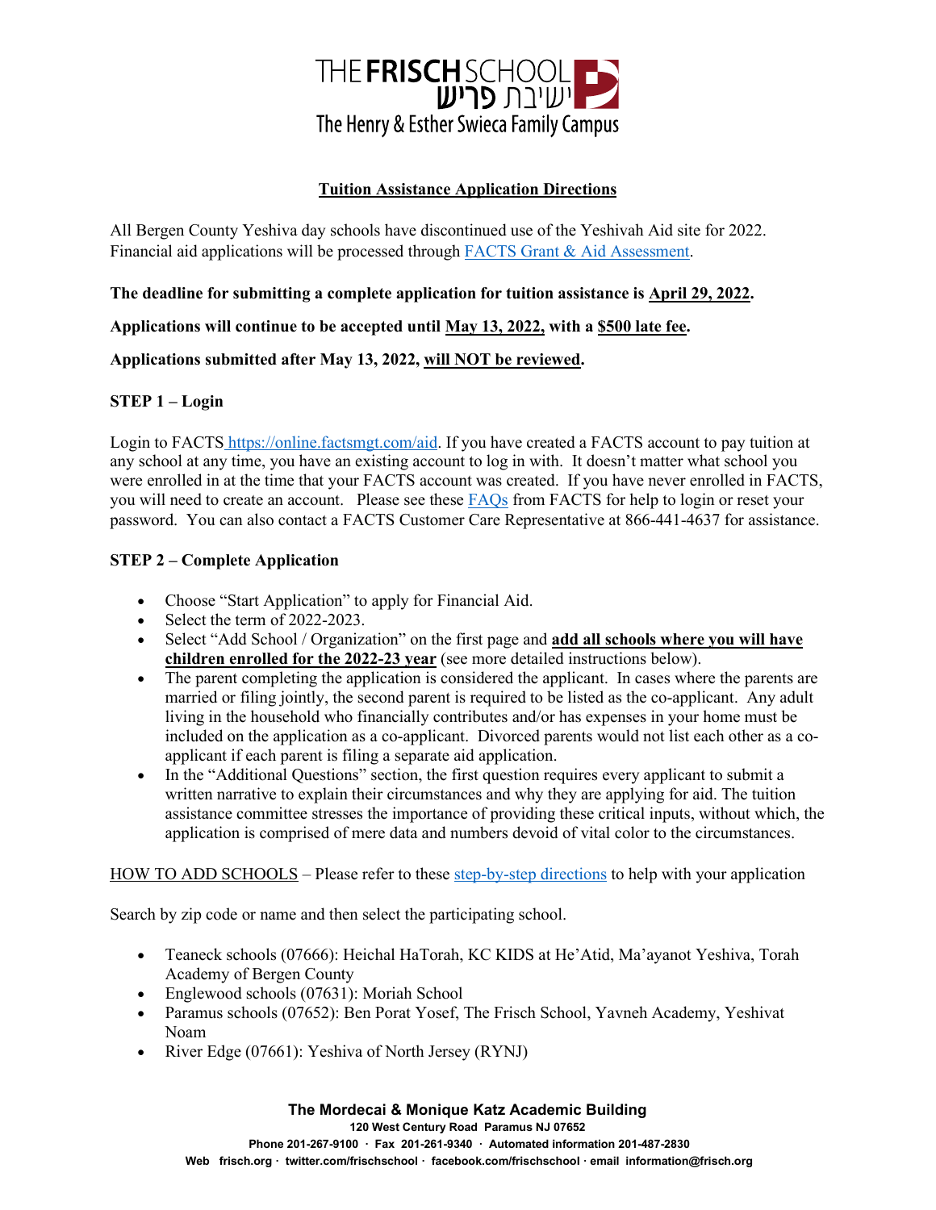# THE FRISCH SCHOOL ישיבת פריש
## The Henry & Esther Swieca Family Campus

## Tuition Assistance Application Directions

All Bergen County Yeshiva day schools have discontinued use of the Yeshivah Aid site for 2022. Financial aid applications will be processed through FACTS Grant & Aid Assessment.

**The deadline for submitting a complete application for tuition assistance is April 29, 2022.**

**Applications will continue to be accepted until May 13, 2022, with a $500 late fee.**

**Applications submitted after May 13, 2022, will NOT be reviewed.**

### STEP 1 – Login

Login to FACTS https://online.factsmgt.com/aid. If you have created a FACTS account to pay tuition at any school at any time, you have an existing account to log in with. It doesn't matter what school you were enrolled in at the time that your FACTS account was created. If you have never enrolled in FACTS, you will need to create an account. Please see these FAQs from FACTS for help to login or reset your password. You can also contact a FACTS Customer Care Representative at 866-441-4637 for assistance.

### STEP 2 – Complete Application

- Choose "Start Application" to apply for Financial Aid.
- Select the term of 2022-2023.
- Select "Add School / Organization" on the first page and **add all schools where you will have children enrolled for the 2022-23 year** (see more detailed instructions below).
- The parent completing the application is considered the applicant. In cases where the parents are married or filing jointly, the second parent is required to be listed as the co-applicant. Any adult living in the household who financially contributes and/or has expenses in your home must be included on the application as a co-applicant. Divorced parents would not list each other as a co-applicant if each parent is filing a separate aid application.
- In the "Additional Questions" section, the first question requires every applicant to submit a written narrative to explain their circumstances and why they are applying for aid. The tuition assistance committee stresses the importance of providing these critical inputs, without which, the application is comprised of mere data and numbers devoid of vital color to the circumstances.

HOW TO ADD SCHOOLS – Please refer to these step-by-step directions to help with your application

Search by zip code or name and then select the participating school.

- Teaneck schools (07666): Heichal HaTorah, KC KIDS at He'Atid, Ma'ayanot Yeshiva, Torah Academy of Bergen County
- Englewood schools (07631): Moriah School
- Paramus schools (07652): Ben Porat Yosef, The Frisch School, Yavneh Academy, Yeshivat Noam
- River Edge (07661): Yeshiva of North Jersey (RYNJ)

**The Mordecai & Monique Katz Academic Building**
**120 West Century Road Paramus NJ 07652**
**Phone 201-267-9100 · Fax 201-261-9340 · Automated information 201-487-2830**
**Web frisch.org · twitter.com/frischschool · facebook.com/frischschool · email information@frisch.org**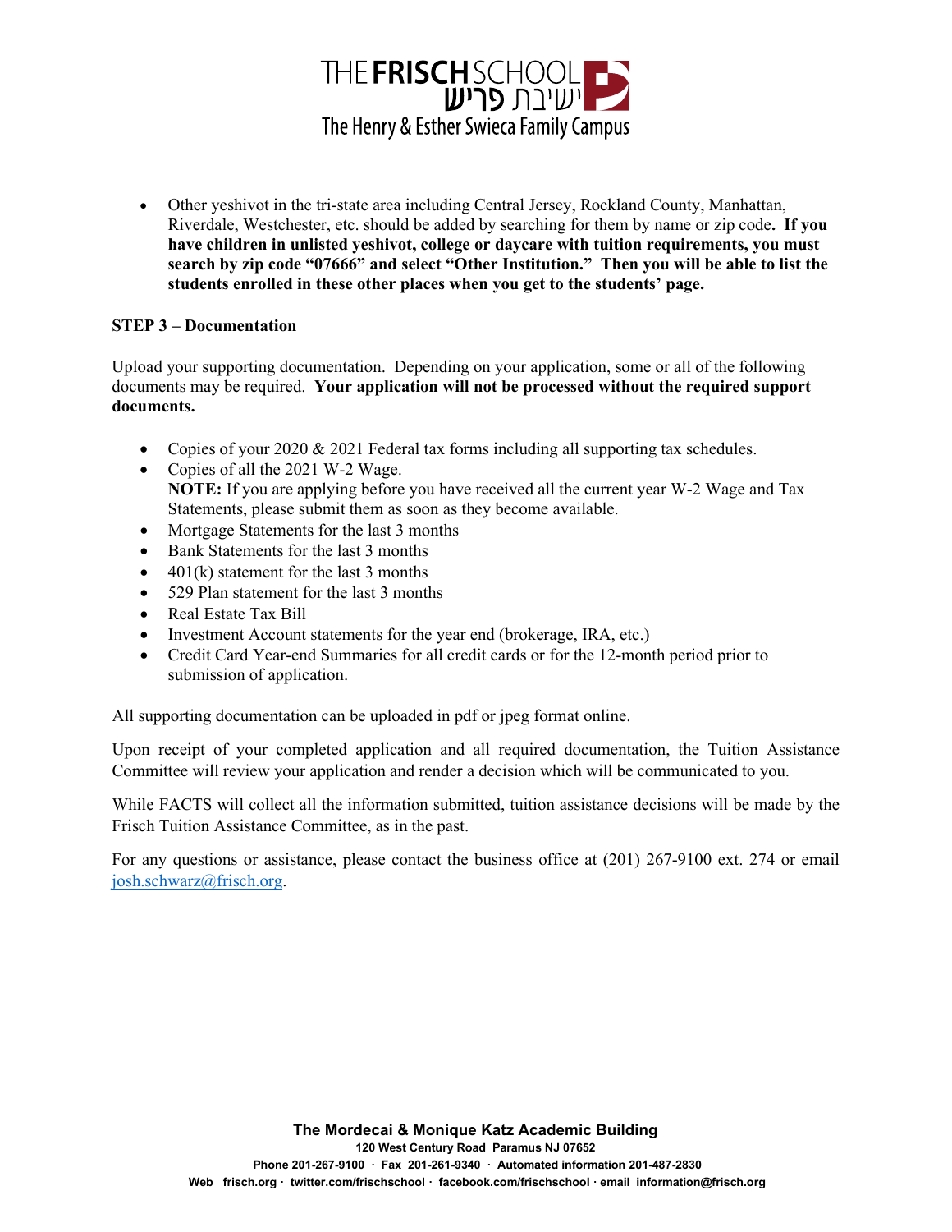- Other yeshivot in the tri-state area including Central Jersey, Rockland County, Manhattan, Riverdale, Westchester, etc. should be added by searching for them by name or zip code**. If you have children in unlisted yeshivot, college or daycare with tuition requirements, you must search by zip code "07666" and select "Other Institution." Then you will be able to list the students enrolled in these other places when you get to the students' page.**

**STEP 3 – Documentation**

Upload your supporting documentation. Depending on your application, some or all of the following documents may be required. **Your application will not be processed without the required support documents.**

- Copies of your 2020 & 2021 Federal tax forms including all supporting tax schedules.
- Copies of all the 2021 W-2 Wage.
  **NOTE:** If you are applying before you have received all the current year W-2 Wage and Tax Statements, please submit them as soon as they become available.
- Mortgage Statements for the last 3 months
- Bank Statements for the last 3 months
- 401(k) statement for the last 3 months
- 529 Plan statement for the last 3 months
- Real Estate Tax Bill
- Investment Account statements for the year end (brokerage, IRA, etc.)
- Credit Card Year-end Summaries for all credit cards or for the 12-month period prior to submission of application.

All supporting documentation can be uploaded in pdf or jpeg format online.

Upon receipt of your completed application and all required documentation, the Tuition Assistance Committee will review your application and render a decision which will be communicated to you.

While FACTS will collect all the information submitted, tuition assistance decisions will be made by the Frisch Tuition Assistance Committee, as in the past.

For any questions or assistance, please contact the business office at (201) 267-9100 ext. 274 or email josh.schwarz@frisch.org.